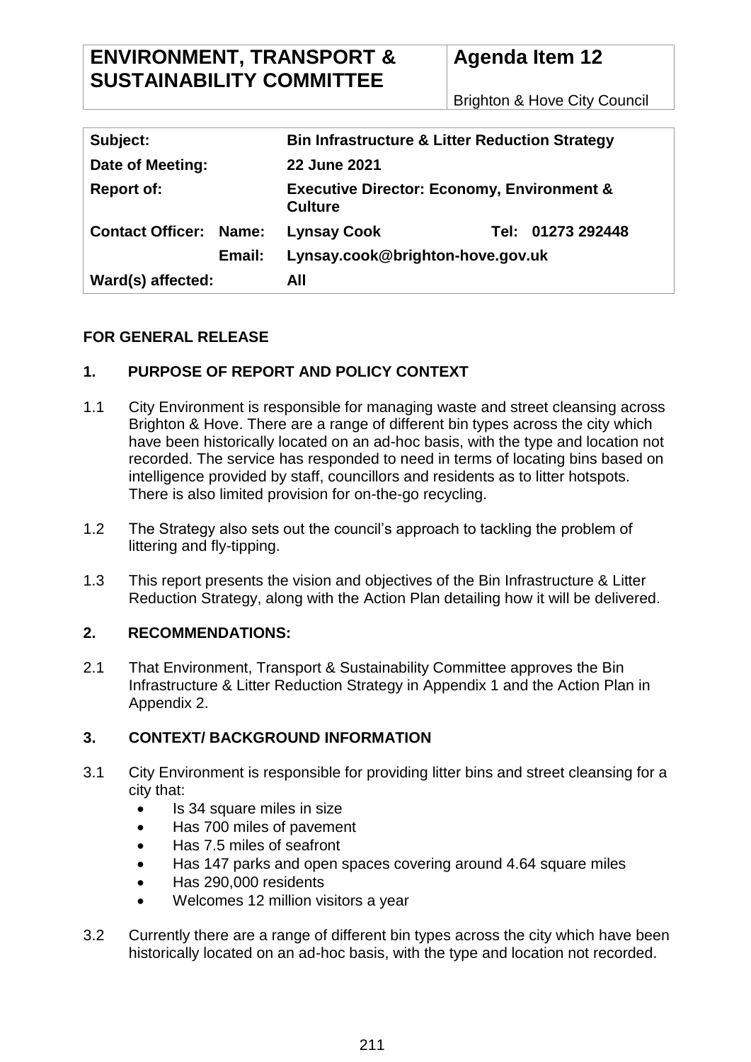| ENVIRONMENT, TRANSPORT & SUSTAINABILITY COMMITTEE | Agenda Item 12 |
|---|---|
| | Brighton & Hove City Council |

| | | | |
|---|---|---|---|
| **Subject:** | | **Bin Infrastructure & Litter Reduction Strategy** | |
| **Date of Meeting:** | | **22 June 2021** | |
| **Report of:** | | **Executive Director: Economy, Environment & Culture** | |
| **Contact Officer:** | **Name:** | **Lynsay Cook** | **Tel: 01273 292448** |
| | **Email:** | **Lynsay.cook@brighton-hove.gov.uk** | |
| **Ward(s) affected:** | | **All** | |

**FOR GENERAL RELEASE**

## 1. PURPOSE OF REPORT AND POLICY CONTEXT

1.1 City Environment is responsible for managing waste and street cleansing across Brighton & Hove. There are a range of different bin types across the city which have been historically located on an ad-hoc basis, with the type and location not recorded. The service has responded to need in terms of locating bins based on intelligence provided by staff, councillors and residents as to litter hotspots. There is also limited provision for on-the-go recycling.

1.2 The Strategy also sets out the council's approach to tackling the problem of littering and fly-tipping.

1.3 This report presents the vision and objectives of the Bin Infrastructure & Litter Reduction Strategy, along with the Action Plan detailing how it will be delivered.

## 2. RECOMMENDATIONS:

2.1 That Environment, Transport & Sustainability Committee approves the Bin Infrastructure & Litter Reduction Strategy in Appendix 1 and the Action Plan in Appendix 2.

## 3. CONTEXT/ BACKGROUND INFORMATION

3.1 City Environment is responsible for providing litter bins and street cleansing for a city that:

- Is 34 square miles in size
- Has 700 miles of pavement
- Has 7.5 miles of seafront
- Has 147 parks and open spaces covering around 4.64 square miles
- Has 290,000 residents
- Welcomes 12 million visitors a year

3.2 Currently there are a range of different bin types across the city which have been historically located on an ad-hoc basis, with the type and location not recorded.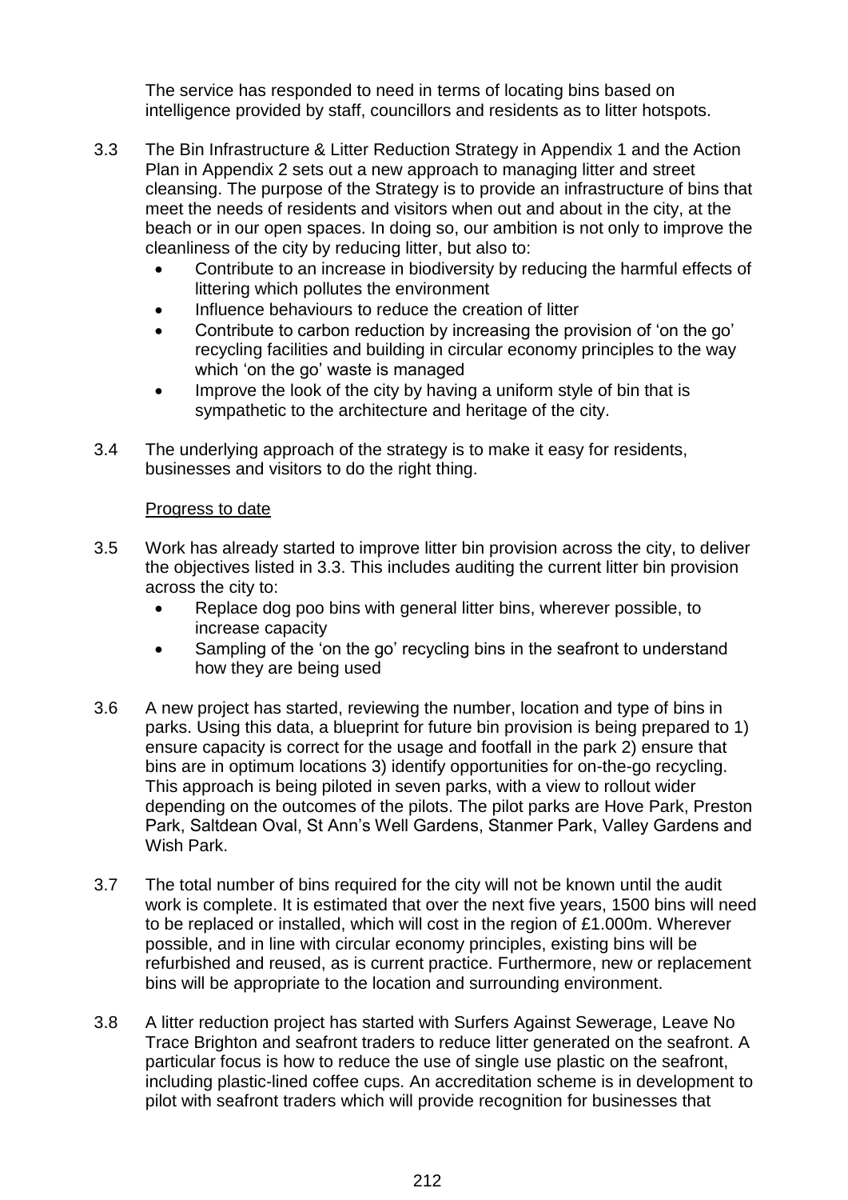The service has responded to need in terms of locating bins based on intelligence provided by staff, councillors and residents as to litter hotspots.

3.3 The Bin Infrastructure & Litter Reduction Strategy in Appendix 1 and the Action Plan in Appendix 2 sets out a new approach to managing litter and street cleansing. The purpose of the Strategy is to provide an infrastructure of bins that meet the needs of residents and visitors when out and about in the city, at the beach or in our open spaces. In doing so, our ambition is not only to improve the cleanliness of the city by reducing litter, but also to:

- Contribute to an increase in biodiversity by reducing the harmful effects of littering which pollutes the environment
- Influence behaviours to reduce the creation of litter
- Contribute to carbon reduction by increasing the provision of 'on the go' recycling facilities and building in circular economy principles to the way which 'on the go' waste is managed
- Improve the look of the city by having a uniform style of bin that is sympathetic to the architecture and heritage of the city.

3.4 The underlying approach of the strategy is to make it easy for residents, businesses and visitors to do the right thing.

Progress to date

3.5 Work has already started to improve litter bin provision across the city, to deliver the objectives listed in 3.3. This includes auditing the current litter bin provision across the city to:

- Replace dog poo bins with general litter bins, wherever possible, to increase capacity
- Sampling of the 'on the go' recycling bins in the seafront to understand how they are being used

3.6 A new project has started, reviewing the number, location and type of bins in parks. Using this data, a blueprint for future bin provision is being prepared to 1) ensure capacity is correct for the usage and footfall in the park 2) ensure that bins are in optimum locations 3) identify opportunities for on-the-go recycling. This approach is being piloted in seven parks, with a view to rollout wider depending on the outcomes of the pilots. The pilot parks are Hove Park, Preston Park, Saltdean Oval, St Ann's Well Gardens, Stanmer Park, Valley Gardens and Wish Park.

3.7 The total number of bins required for the city will not be known until the audit work is complete. It is estimated that over the next five years, 1500 bins will need to be replaced or installed, which will cost in the region of £1.000m. Wherever possible, and in line with circular economy principles, existing bins will be refurbished and reused, as is current practice. Furthermore, new or replacement bins will be appropriate to the location and surrounding environment.

3.8 A litter reduction project has started with Surfers Against Sewerage, Leave No Trace Brighton and seafront traders to reduce litter generated on the seafront. A particular focus is how to reduce the use of single use plastic on the seafront, including plastic-lined coffee cups. An accreditation scheme is in development to pilot with seafront traders which will provide recognition for businesses that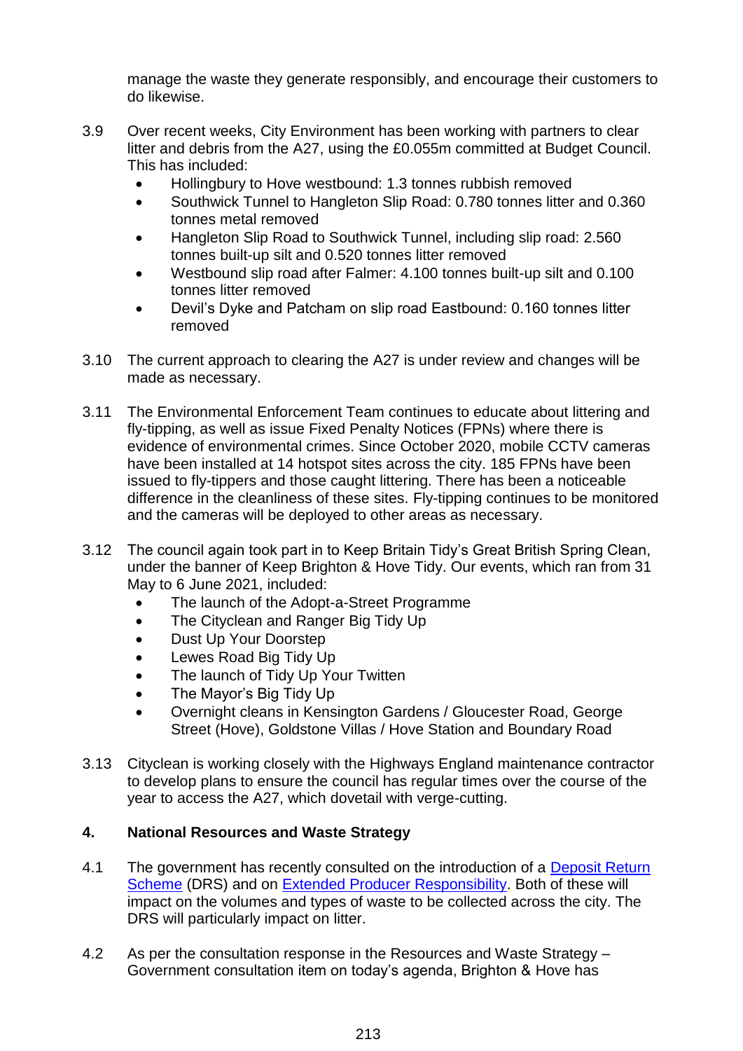manage the waste they generate responsibly, and encourage their customers to do likewise.

3.9 Over recent weeks, City Environment has been working with partners to clear litter and debris from the A27, using the £0.055m committed at Budget Council. This has included:

- Hollingbury to Hove westbound: 1.3 tonnes rubbish removed
- Southwick Tunnel to Hangleton Slip Road: 0.780 tonnes litter and 0.360 tonnes metal removed
- Hangleton Slip Road to Southwick Tunnel, including slip road: 2.560 tonnes built-up silt and 0.520 tonnes litter removed
- Westbound slip road after Falmer: 4.100 tonnes built-up silt and 0.100 tonnes litter removed
- Devil's Dyke and Patcham on slip road Eastbound: 0.160 tonnes litter removed

3.10 The current approach to clearing the A27 is under review and changes will be made as necessary.

3.11 The Environmental Enforcement Team continues to educate about littering and fly-tipping, as well as issue Fixed Penalty Notices (FPNs) where there is evidence of environmental crimes. Since October 2020, mobile CCTV cameras have been installed at 14 hotspot sites across the city. 185 FPNs have been issued to fly-tippers and those caught littering. There has been a noticeable difference in the cleanliness of these sites. Fly-tipping continues to be monitored and the cameras will be deployed to other areas as necessary.

3.12 The council again took part in to Keep Britain Tidy's Great British Spring Clean, under the banner of Keep Brighton & Hove Tidy. Our events, which ran from 31 May to 6 June 2021, included:

- The launch of the Adopt-a-Street Programme
- The Cityclean and Ranger Big Tidy Up
- Dust Up Your Doorstep
- Lewes Road Big Tidy Up
- The launch of Tidy Up Your Twitten
- The Mayor's Big Tidy Up
- Overnight cleans in Kensington Gardens / Gloucester Road, George Street (Hove), Goldstone Villas / Hove Station and Boundary Road

3.13 Cityclean is working closely with the Highways England maintenance contractor to develop plans to ensure the council has regular times over the course of the year to access the A27, which dovetail with verge-cutting.

## 4. National Resources and Waste Strategy

4.1 The government has recently consulted on the introduction of a [Deposit Return Scheme](#) (DRS) and on [Extended Producer Responsibility](#). Both of these will impact on the volumes and types of waste to be collected across the city. The DRS will particularly impact on litter.

4.2 As per the consultation response in the Resources and Waste Strategy – Government consultation item on today's agenda, Brighton & Hove has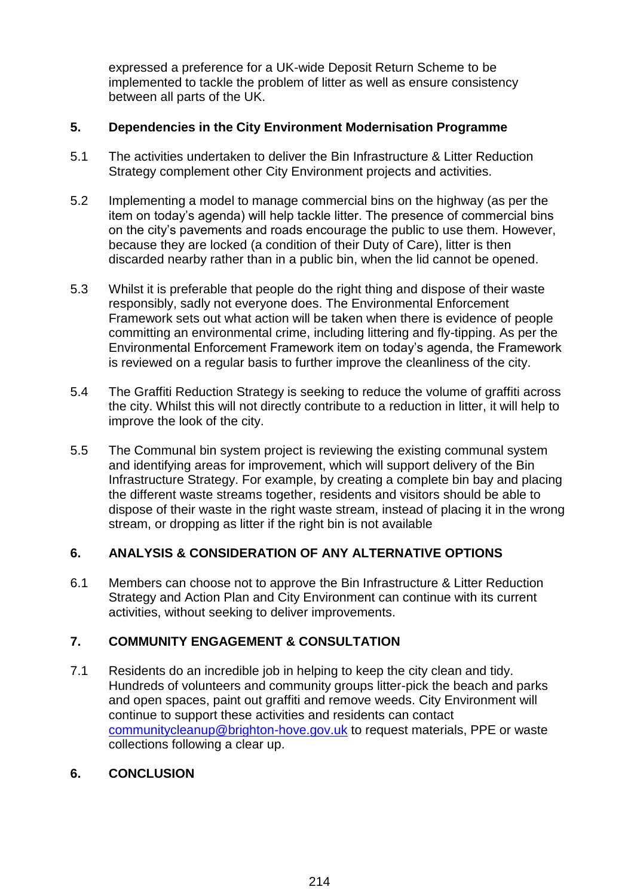expressed a preference for a UK-wide Deposit Return Scheme to be implemented to tackle the problem of litter as well as ensure consistency between all parts of the UK.

## 5. Dependencies in the City Environment Modernisation Programme

5.1 The activities undertaken to deliver the Bin Infrastructure & Litter Reduction Strategy complement other City Environment projects and activities.

5.2 Implementing a model to manage commercial bins on the highway (as per the item on today's agenda) will help tackle litter. The presence of commercial bins on the city's pavements and roads encourage the public to use them. However, because they are locked (a condition of their Duty of Care), litter is then discarded nearby rather than in a public bin, when the lid cannot be opened.

5.3 Whilst it is preferable that people do the right thing and dispose of their waste responsibly, sadly not everyone does. The Environmental Enforcement Framework sets out what action will be taken when there is evidence of people committing an environmental crime, including littering and fly-tipping. As per the Environmental Enforcement Framework item on today's agenda, the Framework is reviewed on a regular basis to further improve the cleanliness of the city.

5.4 The Graffiti Reduction Strategy is seeking to reduce the volume of graffiti across the city. Whilst this will not directly contribute to a reduction in litter, it will help to improve the look of the city.

5.5 The Communal bin system project is reviewing the existing communal system and identifying areas for improvement, which will support delivery of the Bin Infrastructure Strategy. For example, by creating a complete bin bay and placing the different waste streams together, residents and visitors should be able to dispose of their waste in the right waste stream, instead of placing it in the wrong stream, or dropping as litter if the right bin is not available

## 6. ANALYSIS & CONSIDERATION OF ANY ALTERNATIVE OPTIONS

6.1 Members can choose not to approve the Bin Infrastructure & Litter Reduction Strategy and Action Plan and City Environment can continue with its current activities, without seeking to deliver improvements.

## 7. COMMUNITY ENGAGEMENT & CONSULTATION

7.1 Residents do an incredible job in helping to keep the city clean and tidy. Hundreds of volunteers and community groups litter-pick the beach and parks and open spaces, paint out graffiti and remove weeds. City Environment will continue to support these activities and residents can contact communitycleanup@brighton-hove.gov.uk to request materials, PPE or waste collections following a clear up.

## 6. CONCLUSION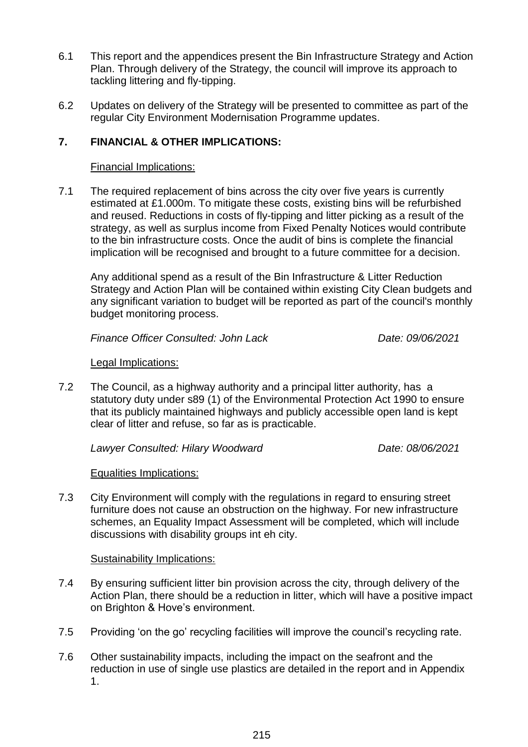6.1 This report and the appendices present the Bin Infrastructure Strategy and Action Plan. Through delivery of the Strategy, the council will improve its approach to tackling littering and fly-tipping.

6.2 Updates on delivery of the Strategy will be presented to committee as part of the regular City Environment Modernisation Programme updates.

## 7. FINANCIAL & OTHER IMPLICATIONS:

Financial Implications:

7.1 The required replacement of bins across the city over five years is currently estimated at £1.000m. To mitigate these costs, existing bins will be refurbished and reused. Reductions in costs of fly-tipping and litter picking as a result of the strategy, as well as surplus income from Fixed Penalty Notices would contribute to the bin infrastructure costs. Once the audit of bins is complete the financial implication will be recognised and brought to a future committee for a decision.

Any additional spend as a result of the Bin Infrastructure & Litter Reduction Strategy and Action Plan will be contained within existing City Clean budgets and any significant variation to budget will be reported as part of the council's monthly budget monitoring process.

*Finance Officer Consulted: John Lack* *Date: 09/06/2021*

Legal Implications:

7.2 The Council, as a highway authority and a principal litter authority, has a statutory duty under s89 (1) of the Environmental Protection Act 1990 to ensure that its publicly maintained highways and publicly accessible open land is kept clear of litter and refuse, so far as is practicable.

*Lawyer Consulted: Hilary Woodward* *Date: 08/06/2021*

Equalities Implications:

7.3 City Environment will comply with the regulations in regard to ensuring street furniture does not cause an obstruction on the highway. For new infrastructure schemes, an Equality Impact Assessment will be completed, which will include discussions with disability groups int eh city.

Sustainability Implications:

7.4 By ensuring sufficient litter bin provision across the city, through delivery of the Action Plan, there should be a reduction in litter, which will have a positive impact on Brighton & Hove's environment.

7.5 Providing 'on the go' recycling facilities will improve the council's recycling rate.

7.6 Other sustainability impacts, including the impact on the seafront and the reduction in use of single use plastics are detailed in the report and in Appendix 1.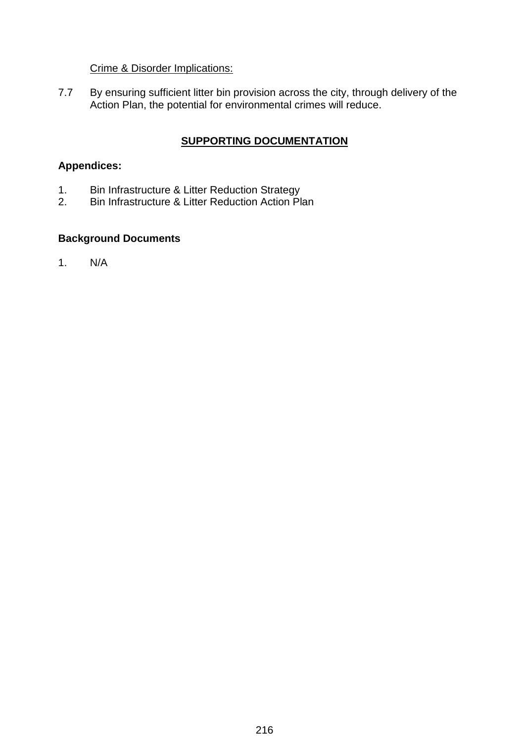Crime & Disorder Implications:

7.7 By ensuring sufficient litter bin provision across the city, through delivery of the Action Plan, the potential for environmental crimes will reduce.

## SUPPORTING DOCUMENTATION

**Appendices:**

1. Bin Infrastructure & Litter Reduction Strategy
2. Bin Infrastructure & Litter Reduction Action Plan

**Background Documents**

1. N/A